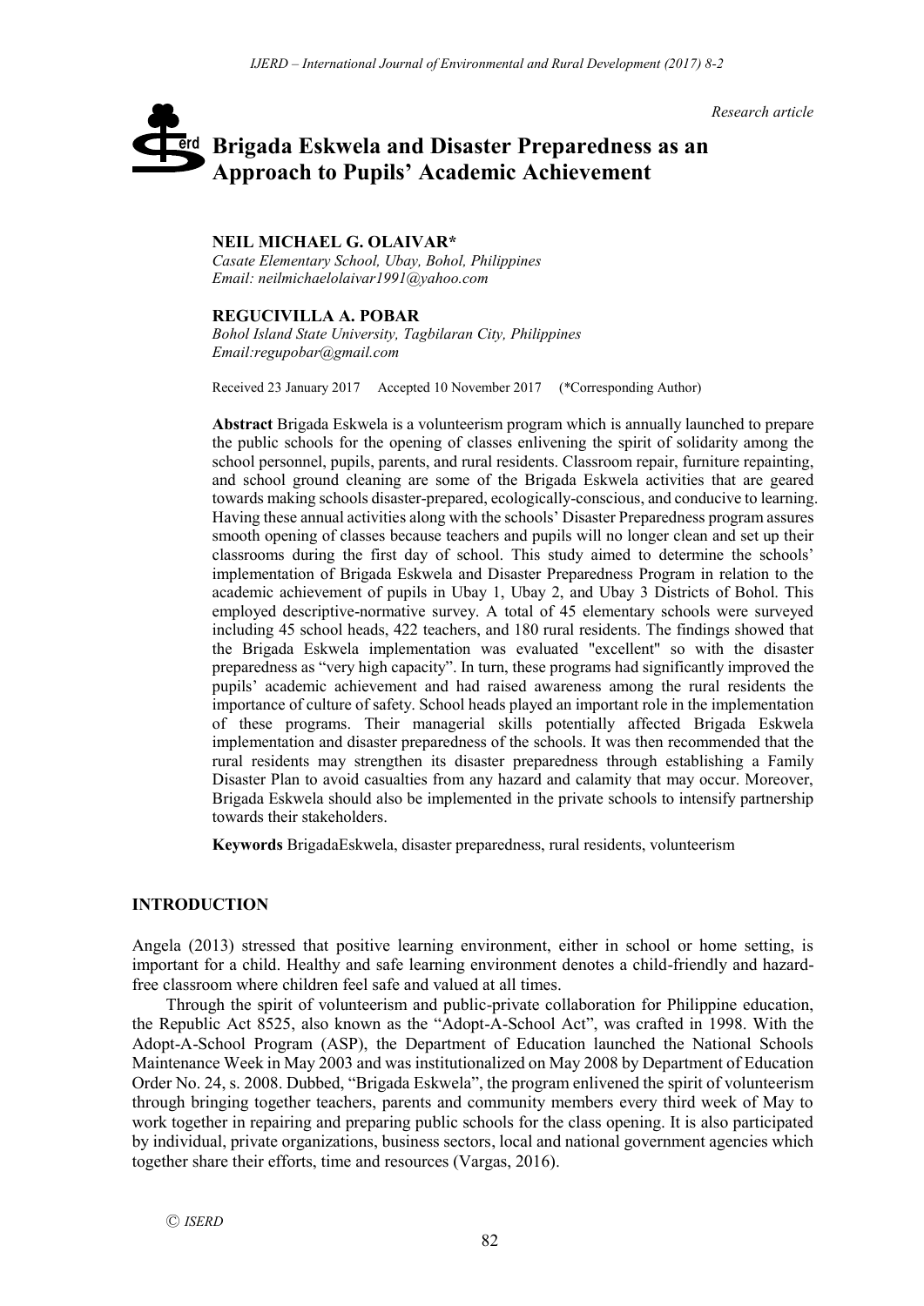*Research article*

# Brigada Eskwela and Disaster Preparedness as an Approach to Pupils' Academic Achievement

**NEIL MICHAEL G. OLAIVAR***
*Casate Elementary School, Ubay, Bohol, Philippines*
*Email: neilmichaelolaivar1991@yahoo.com*

**REGUCIVILLA A. POBAR**
*Bohol Island State University, Tagbilaran City, Philippines*
*Email:regupobar@gmail.com*

Received 23 January 2017 Accepted 10 November 2017 (*Corresponding Author)

**Abstract** Brigada Eskwela is a volunteerism program which is annually launched to prepare the public schools for the opening of classes enlivening the spirit of solidarity among the school personnel, pupils, parents, and rural residents. Classroom repair, furniture repainting, and school ground cleaning are some of the Brigada Eskwela activities that are geared towards making schools disaster-prepared, ecologically-conscious, and conducive to learning. Having these annual activities along with the schools' Disaster Preparedness program assures smooth opening of classes because teachers and pupils will no longer clean and set up their classrooms during the first day of school. This study aimed to determine the schools' implementation of Brigada Eskwela and Disaster Preparedness Program in relation to the academic achievement of pupils in Ubay 1, Ubay 2, and Ubay 3 Districts of Bohol. This employed descriptive-normative survey. A total of 45 elementary schools were surveyed including 45 school heads, 422 teachers, and 180 rural residents. The findings showed that the Brigada Eskwela implementation was evaluated "excellent" so with the disaster preparedness as "very high capacity". In turn, these programs had significantly improved the pupils' academic achievement and had raised awareness among the rural residents the importance of culture of safety. School heads played an important role in the implementation of these programs. Their managerial skills potentially affected Brigada Eskwela implementation and disaster preparedness of the schools. It was then recommended that the rural residents may strengthen its disaster preparedness through establishing a Family Disaster Plan to avoid casualties from any hazard and calamity that may occur. Moreover, Brigada Eskwela should also be implemented in the private schools to intensify partnership towards their stakeholders.

**Keywords** BrigadaEskwela, disaster preparedness, rural residents, volunteerism

## INTRODUCTION

Angela (2013) stressed that positive learning environment, either in school or home setting, is important for a child. Healthy and safe learning environment denotes a child-friendly and hazard-free classroom where children feel safe and valued at all times.

Through the spirit of volunteerism and public-private collaboration for Philippine education, the Republic Act 8525, also known as the "Adopt-A-School Act", was crafted in 1998. With the Adopt-A-School Program (ASP), the Department of Education launched the National Schools Maintenance Week in May 2003 and was institutionalized on May 2008 by Department of Education Order No. 24, s. 2008. Dubbed, "Brigada Eskwela", the program enlivened the spirit of volunteerism through bringing together teachers, parents and community members every third week of May to work together in repairing and preparing public schools for the class opening. It is also participated by individual, private organizations, business sectors, local and national government agencies which together share their efforts, time and resources (Vargas, 2016).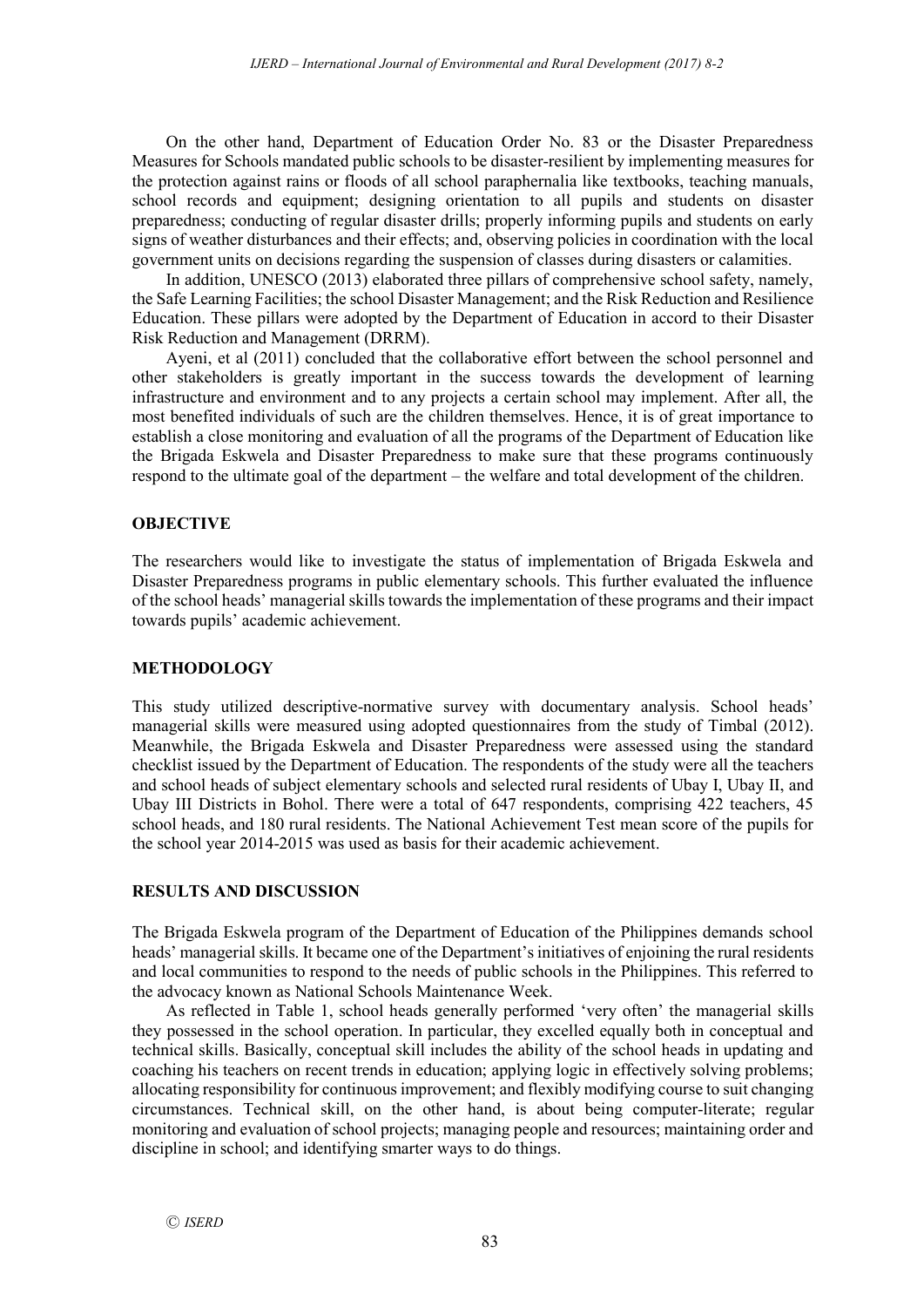On the other hand, Department of Education Order No. 83 or the Disaster Preparedness Measures for Schools mandated public schools to be disaster-resilient by implementing measures for the protection against rains or floods of all school paraphernalia like textbooks, teaching manuals, school records and equipment; designing orientation to all pupils and students on disaster preparedness; conducting of regular disaster drills; properly informing pupils and students on early signs of weather disturbances and their effects; and, observing policies in coordination with the local government units on decisions regarding the suspension of classes during disasters or calamities.

In addition, UNESCO (2013) elaborated three pillars of comprehensive school safety, namely, the Safe Learning Facilities; the school Disaster Management; and the Risk Reduction and Resilience Education. These pillars were adopted by the Department of Education in accord to their Disaster Risk Reduction and Management (DRRM).

Ayeni, et al (2011) concluded that the collaborative effort between the school personnel and other stakeholders is greatly important in the success towards the development of learning infrastructure and environment and to any projects a certain school may implement. After all, the most benefited individuals of such are the children themselves. Hence, it is of great importance to establish a close monitoring and evaluation of all the programs of the Department of Education like the Brigada Eskwela and Disaster Preparedness to make sure that these programs continuously respond to the ultimate goal of the department – the welfare and total development of the children.

## OBJECTIVE

The researchers would like to investigate the status of implementation of Brigada Eskwela and Disaster Preparedness programs in public elementary schools. This further evaluated the influence of the school heads' managerial skills towards the implementation of these programs and their impact towards pupils' academic achievement.

## METHODOLOGY

This study utilized descriptive-normative survey with documentary analysis. School heads' managerial skills were measured using adopted questionnaires from the study of Timbal (2012). Meanwhile, the Brigada Eskwela and Disaster Preparedness were assessed using the standard checklist issued by the Department of Education. The respondents of the study were all the teachers and school heads of subject elementary schools and selected rural residents of Ubay I, Ubay II, and Ubay III Districts in Bohol. There were a total of 647 respondents, comprising 422 teachers, 45 school heads, and 180 rural residents. The National Achievement Test mean score of the pupils for the school year 2014-2015 was used as basis for their academic achievement.

## RESULTS AND DISCUSSION

The Brigada Eskwela program of the Department of Education of the Philippines demands school heads' managerial skills. It became one of the Department's initiatives of enjoining the rural residents and local communities to respond to the needs of public schools in the Philippines. This referred to the advocacy known as National Schools Maintenance Week.

As reflected in Table 1, school heads generally performed 'very often' the managerial skills they possessed in the school operation. In particular, they excelled equally both in conceptual and technical skills. Basically, conceptual skill includes the ability of the school heads in updating and coaching his teachers on recent trends in education; applying logic in effectively solving problems; allocating responsibility for continuous improvement; and flexibly modifying course to suit changing circumstances. Technical skill, on the other hand, is about being computer-literate; regular monitoring and evaluation of school projects; managing people and resources; maintaining order and discipline in school; and identifying smarter ways to do things.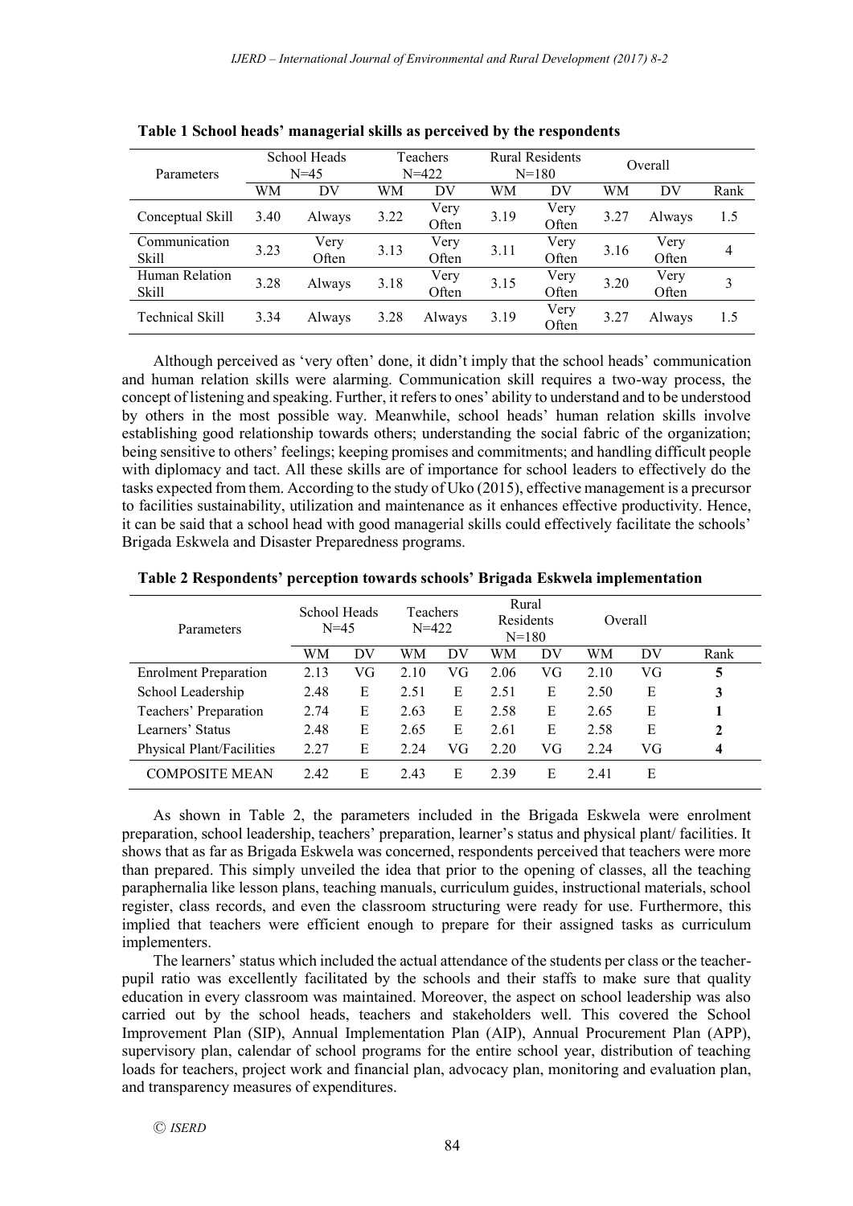**Table 1 School heads' managerial skills as perceived by the respondents**

| Parameters | School Heads N=45 | | Teachers N=422 | | Rural Residents N=180 | | Overall | | |
|---|---|---|---|---|---|---|---|---|---|
| | WM | DV | WM | DV | WM | DV | WM | DV | Rank |
| Conceptual Skill | 3.40 | Always | 3.22 | Very Often | 3.19 | Very Often | 3.27 | Always | 1.5 |
| Communication Skill | 3.23 | Very Often | 3.13 | Very Often | 3.11 | Very Often | 3.16 | Very Often | 4 |
| Human Relation Skill | 3.28 | Always | 3.18 | Very Often | 3.15 | Very Often | 3.20 | Very Often | 3 |
| Technical Skill | 3.34 | Always | 3.28 | Always | 3.19 | Very Often | 3.27 | Always | 1.5 |

Although perceived as 'very often' done, it didn't imply that the school heads' communication and human relation skills were alarming. Communication skill requires a two-way process, the concept of listening and speaking. Further, it refers to ones' ability to understand and to be understood by others in the most possible way. Meanwhile, school heads' human relation skills involve establishing good relationship towards others; understanding the social fabric of the organization; being sensitive to others' feelings; keeping promises and commitments; and handling difficult people with diplomacy and tact. All these skills are of importance for school leaders to effectively do the tasks expected from them. According to the study of Uko (2015), effective management is a precursor to facilities sustainability, utilization and maintenance as it enhances effective productivity. Hence, it can be said that a school head with good managerial skills could effectively facilitate the schools' Brigada Eskwela and Disaster Preparedness programs.

**Table 2 Respondents' perception towards schools' Brigada Eskwela implementation**

| Parameters | School Heads N=45 | | Teachers N=422 | | Rural Residents N=180 | | Overall | | |
|---|---|---|---|---|---|---|---|---|---|
| | WM | DV | WM | DV | WM | DV | WM | DV | Rank |
| Enrolment Preparation | 2.13 | VG | 2.10 | VG | 2.06 | VG | 2.10 | VG | **5** |
| School Leadership | 2.48 | E | 2.51 | E | 2.51 | E | 2.50 | E | **3** |
| Teachers' Preparation | 2.74 | E | 2.63 | E | 2.58 | E | 2.65 | E | **1** |
| Learners' Status | 2.48 | E | 2.65 | E | 2.61 | E | 2.58 | E | **2** |
| Physical Plant/Facilities | 2.27 | E | 2.24 | VG | 2.20 | VG | 2.24 | VG | **4** |
| COMPOSITE MEAN | 2.42 | E | 2.43 | E | 2.39 | E | 2.41 | E | |

As shown in Table 2, the parameters included in the Brigada Eskwela were enrolment preparation, school leadership, teachers' preparation, learner's status and physical plant/ facilities. It shows that as far as Brigada Eskwela was concerned, respondents perceived that teachers were more than prepared. This simply unveiled the idea that prior to the opening of classes, all the teaching paraphernalia like lesson plans, teaching manuals, curriculum guides, instructional materials, school register, class records, and even the classroom structuring were ready for use. Furthermore, this implied that teachers were efficient enough to prepare for their assigned tasks as curriculum implementers.

The learners' status which included the actual attendance of the students per class or the teacher-pupil ratio was excellently facilitated by the schools and their staffs to make sure that quality education in every classroom was maintained. Moreover, the aspect on school leadership was also carried out by the school heads, teachers and stakeholders well. This covered the School Improvement Plan (SIP), Annual Implementation Plan (AIP), Annual Procurement Plan (APP), supervisory plan, calendar of school programs for the entire school year, distribution of teaching loads for teachers, project work and financial plan, advocacy plan, monitoring and evaluation plan, and transparency measures of expenditures.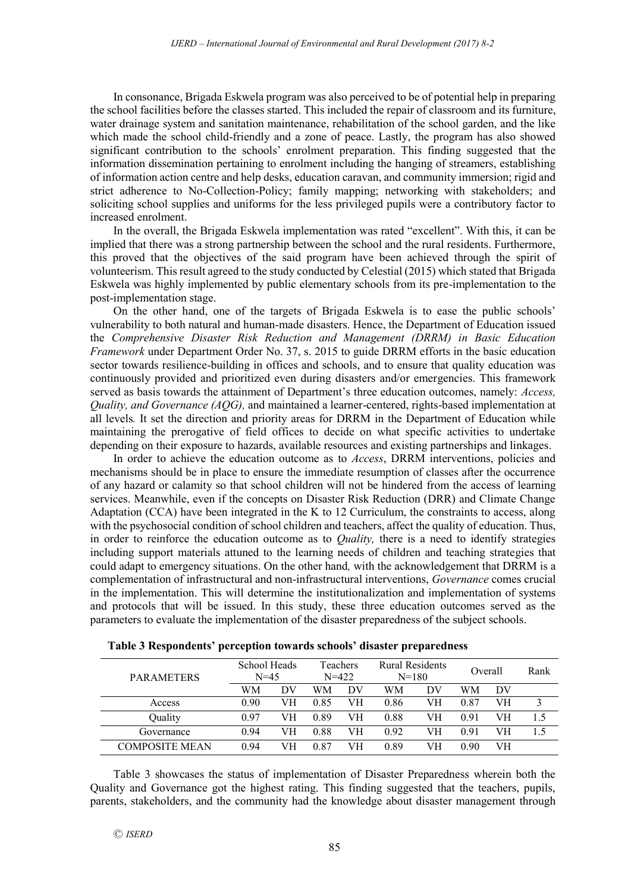In consonance, Brigada Eskwela program was also perceived to be of potential help in preparing the school facilities before the classes started. This included the repair of classroom and its furniture, water drainage system and sanitation maintenance, rehabilitation of the school garden, and the like which made the school child-friendly and a zone of peace. Lastly, the program has also showed significant contribution to the schools' enrolment preparation. This finding suggested that the information dissemination pertaining to enrolment including the hanging of streamers, establishing of information action centre and help desks, education caravan, and community immersion; rigid and strict adherence to No-Collection-Policy; family mapping; networking with stakeholders; and soliciting school supplies and uniforms for the less privileged pupils were a contributory factor to increased enrolment.

In the overall, the Brigada Eskwela implementation was rated "excellent". With this, it can be implied that there was a strong partnership between the school and the rural residents. Furthermore, this proved that the objectives of the said program have been achieved through the spirit of volunteerism. This result agreed to the study conducted by Celestial (2015) which stated that Brigada Eskwela was highly implemented by public elementary schools from its pre-implementation to the post-implementation stage.

On the other hand, one of the targets of Brigada Eskwela is to ease the public schools' vulnerability to both natural and human-made disasters. Hence, the Department of Education issued the *Comprehensive Disaster Risk Reduction and Management (DRRM) in Basic Education Framework* under Department Order No. 37, s. 2015 to guide DRRM efforts in the basic education sector towards resilience-building in offices and schools, and to ensure that quality education was continuously provided and prioritized even during disasters and/or emergencies. This framework served as basis towards the attainment of Department's three education outcomes, namely: *Access, Quality, and Governance (AQG),* and maintained a learner-centered, rights-based implementation at all levels*.* It set the direction and priority areas for DRRM in the Department of Education while maintaining the prerogative of field offices to decide on what specific activities to undertake depending on their exposure to hazards, available resources and existing partnerships and linkages.

In order to achieve the education outcome as to *Access*, DRRM interventions, policies and mechanisms should be in place to ensure the immediate resumption of classes after the occurrence of any hazard or calamity so that school children will not be hindered from the access of learning services. Meanwhile, even if the concepts on Disaster Risk Reduction (DRR) and Climate Change Adaptation (CCA) have been integrated in the K to 12 Curriculum, the constraints to access, along with the psychosocial condition of school children and teachers, affect the quality of education. Thus, in order to reinforce the education outcome as to *Quality,* there is a need to identify strategies including support materials attuned to the learning needs of children and teaching strategies that could adapt to emergency situations. On the other hand*,* with the acknowledgement that DRRM is a complementation of infrastructural and non-infrastructural interventions, *Governance* comes crucial in the implementation. This will determine the institutionalization and implementation of systems and protocols that will be issued. In this study, these three education outcomes served as the parameters to evaluate the implementation of the disaster preparedness of the subject schools.

**Table 3 Respondents' perception towards schools' disaster preparedness**

| PARAMETERS | School Heads N=45 | | Teachers N=422 | | Rural Residents N=180 | | Overall | | Rank |
|---|---|---|---|---|---|---|---|---|---|
| | WM | DV | WM | DV | WM | DV | WM | DV | |
| Access | 0.90 | VH | 0.85 | VH | 0.86 | VH | 0.87 | VH | 3 |
| Quality | 0.97 | VH | 0.89 | VH | 0.88 | VH | 0.91 | VH | 1.5 |
| Governance | 0.94 | VH | 0.88 | VH | 0.92 | VH | 0.91 | VH | 1.5 |
| COMPOSITE MEAN | 0.94 | VH | 0.87 | VH | 0.89 | VH | 0.90 | VH | |

Table 3 showcases the status of implementation of Disaster Preparedness wherein both the Quality and Governance got the highest rating. This finding suggested that the teachers, pupils, parents, stakeholders, and the community had the knowledge about disaster management through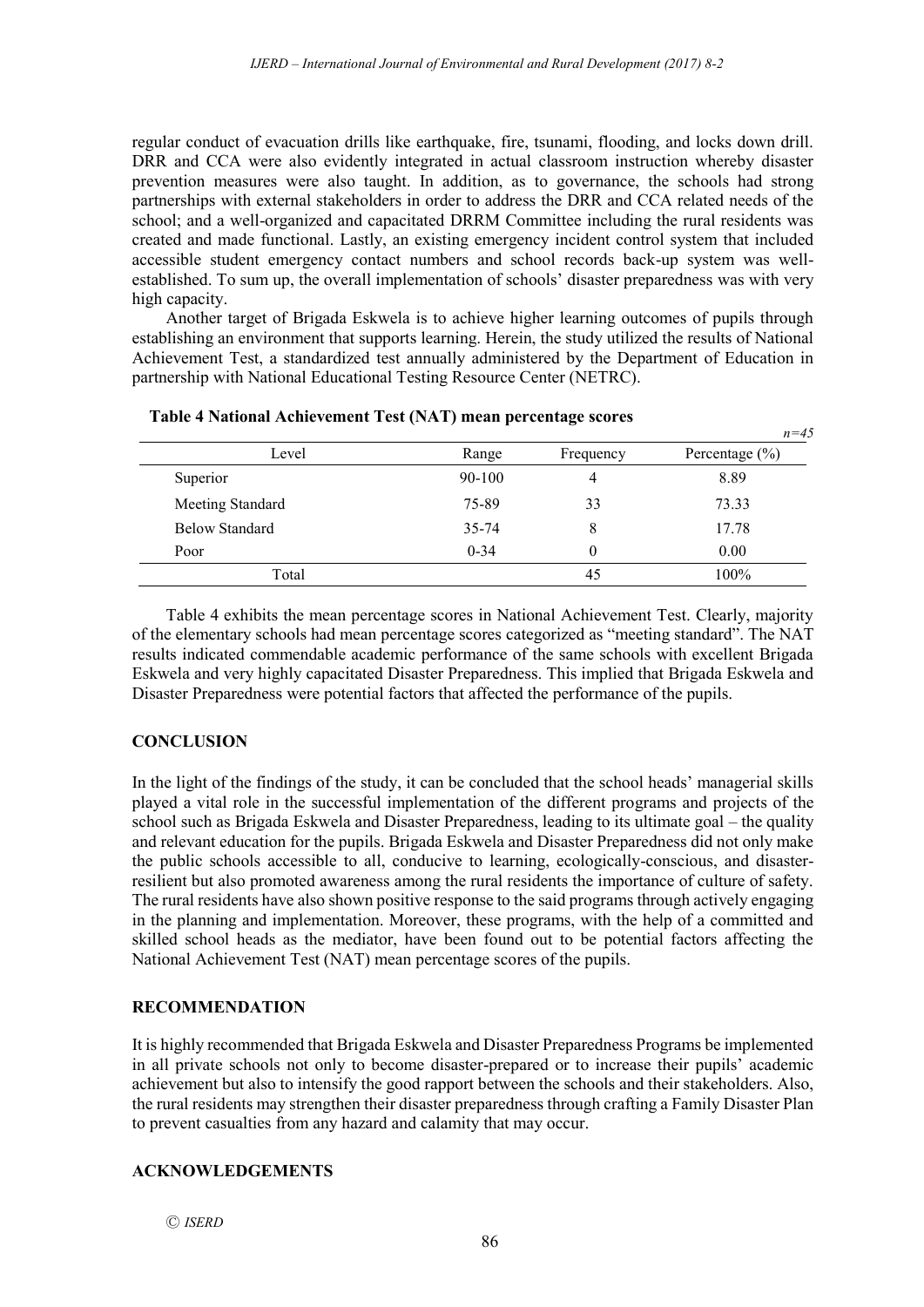regular conduct of evacuation drills like earthquake, fire, tsunami, flooding, and locks down drill. DRR and CCA were also evidently integrated in actual classroom instruction whereby disaster prevention measures were also taught. In addition, as to governance, the schools had strong partnerships with external stakeholders in order to address the DRR and CCA related needs of the school; and a well-organized and capacitated DRRM Committee including the rural residents was created and made functional. Lastly, an existing emergency incident control system that included accessible student emergency contact numbers and school records back-up system was well-established. To sum up, the overall implementation of schools' disaster preparedness was with very high capacity.

Another target of Brigada Eskwela is to achieve higher learning outcomes of pupils through establishing an environment that supports learning. Herein, the study utilized the results of National Achievement Test, a standardized test annually administered by the Department of Education in partnership with National Educational Testing Resource Center (NETRC).

**Table 4 National Achievement Test (NAT) mean percentage scores**

*n=45*

| Level | Range | Frequency | Percentage (%) |
|---|---|---|---|
| Superior | 90-100 | 4 | 8.89 |
| Meeting Standard | 75-89 | 33 | 73.33 |
| Below Standard | 35-74 | 8 | 17.78 |
| Poor | 0-34 | 0 | 0.00 |
| Total | | 45 | 100% |

Table 4 exhibits the mean percentage scores in National Achievement Test. Clearly, majority of the elementary schools had mean percentage scores categorized as "meeting standard". The NAT results indicated commendable academic performance of the same schools with excellent Brigada Eskwela and very highly capacitated Disaster Preparedness. This implied that Brigada Eskwela and Disaster Preparedness were potential factors that affected the performance of the pupils.

## CONCLUSION

In the light of the findings of the study, it can be concluded that the school heads' managerial skills played a vital role in the successful implementation of the different programs and projects of the school such as Brigada Eskwela and Disaster Preparedness, leading to its ultimate goal – the quality and relevant education for the pupils. Brigada Eskwela and Disaster Preparedness did not only make the public schools accessible to all, conducive to learning, ecologically-conscious, and disaster-resilient but also promoted awareness among the rural residents the importance of culture of safety. The rural residents have also shown positive response to the said programs through actively engaging in the planning and implementation. Moreover, these programs, with the help of a committed and skilled school heads as the mediator, have been found out to be potential factors affecting the National Achievement Test (NAT) mean percentage scores of the pupils.

## RECOMMENDATION

It is highly recommended that Brigada Eskwela and Disaster Preparedness Programs be implemented in all private schools not only to become disaster-prepared or to increase their pupils' academic achievement but also to intensify the good rapport between the schools and their stakeholders. Also, the rural residents may strengthen their disaster preparedness through crafting a Family Disaster Plan to prevent casualties from any hazard and calamity that may occur.

## ACKNOWLEDGEMENTS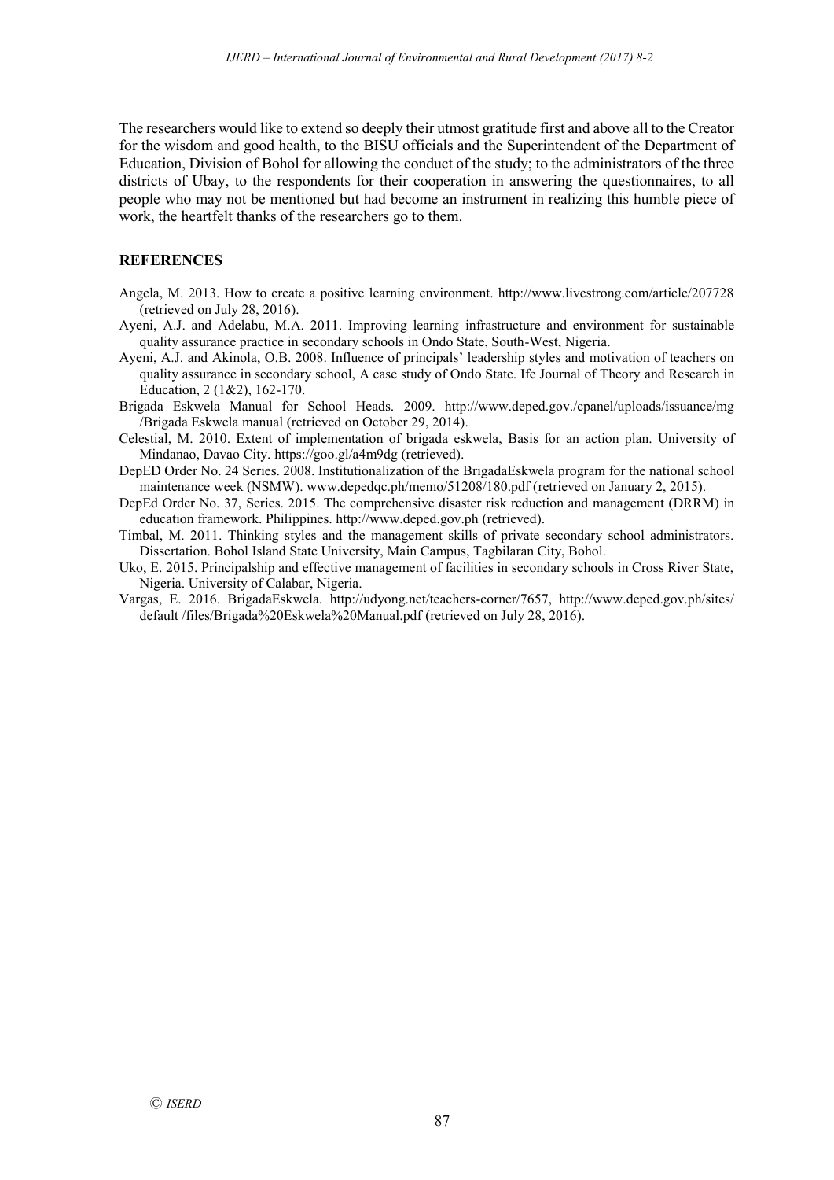The researchers would like to extend so deeply their utmost gratitude first and above all to the Creator for the wisdom and good health, to the BISU officials and the Superintendent of the Department of Education, Division of Bohol for allowing the conduct of the study; to the administrators of the three districts of Ubay, to the respondents for their cooperation in answering the questionnaires, to all people who may not be mentioned but had become an instrument in realizing this humble piece of work, the heartfelt thanks of the researchers go to them.

## REFERENCES

Angela, M. 2013. How to create a positive learning environment. http://www.livestrong.com/article/207728 (retrieved on July 28, 2016).

Ayeni, A.J. and Adelabu, M.A. 2011. Improving learning infrastructure and environment for sustainable quality assurance practice in secondary schools in Ondo State, South-West, Nigeria.

Ayeni, A.J. and Akinola, O.B. 2008. Influence of principals' leadership styles and motivation of teachers on quality assurance in secondary school, A case study of Ondo State. Ife Journal of Theory and Research in Education, 2 (1&2), 162-170.

Brigada Eskwela Manual for School Heads. 2009. http://www.deped.gov./cpanel/uploads/issuance/mg /Brigada Eskwela manual (retrieved on October 29, 2014).

Celestial, M. 2010. Extent of implementation of brigada eskwela, Basis for an action plan. University of Mindanao, Davao City. https://goo.gl/a4m9dg (retrieved).

DepED Order No. 24 Series. 2008. Institutionalization of the BrigadaEskwela program for the national school maintenance week (NSMW). www.depedqc.ph/memo/51208/180.pdf (retrieved on January 2, 2015).

DepEd Order No. 37, Series. 2015. The comprehensive disaster risk reduction and management (DRRM) in education framework. Philippines. http://www.deped.gov.ph (retrieved).

Timbal, M. 2011. Thinking styles and the management skills of private secondary school administrators. Dissertation. Bohol Island State University, Main Campus, Tagbilaran City, Bohol.

Uko, E. 2015. Principalship and effective management of facilities in secondary schools in Cross River State, Nigeria. University of Calabar, Nigeria.

Vargas, E. 2016. BrigadaEskwela. http://udyong.net/teachers-corner/7657, http://www.deped.gov.ph/sites/ default /files/Brigada%20Eskwela%20Manual.pdf (retrieved on July 28, 2016).